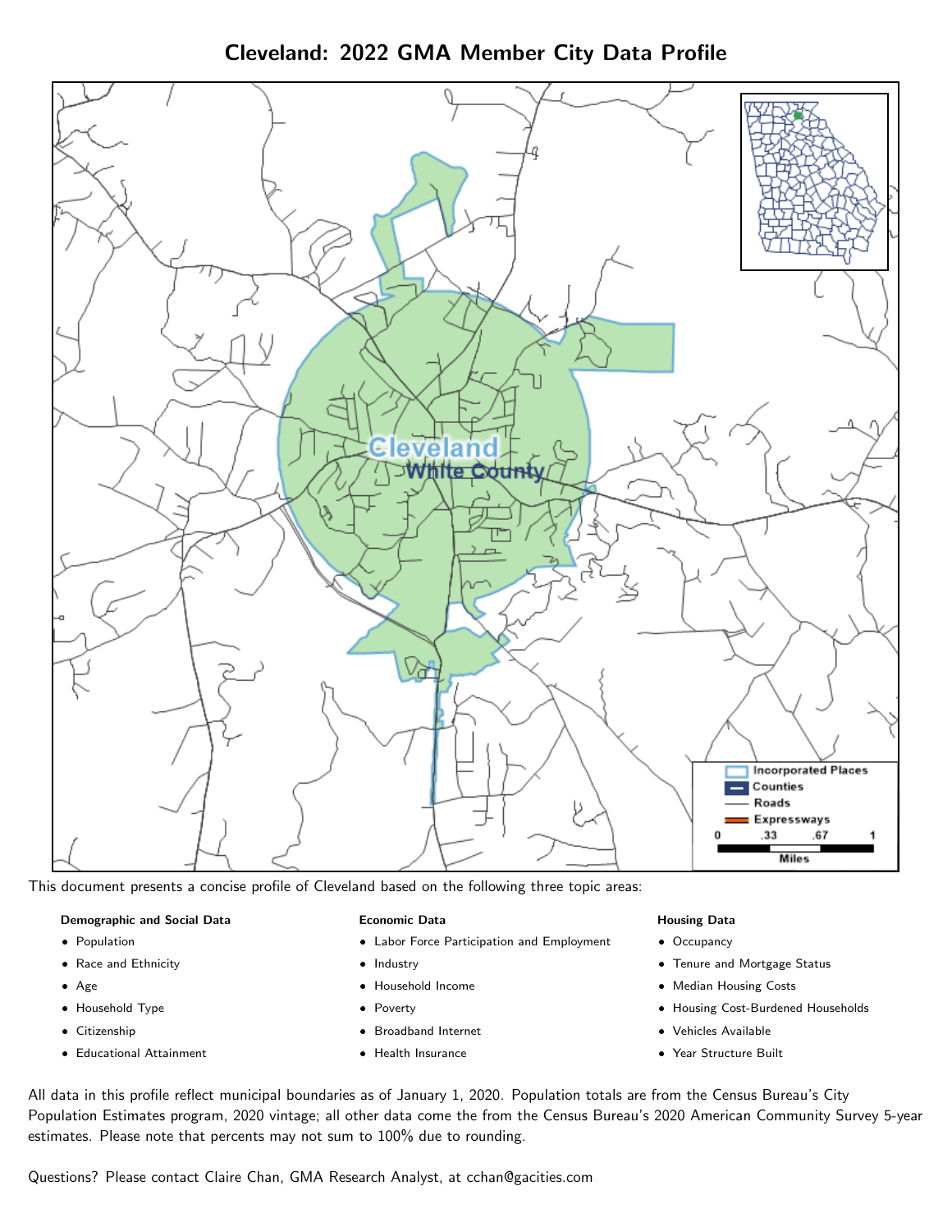# Cleveland: 2022 GMA Member City Data Profile

This document presents a concise profile of Cleveland based on the following three topic areas:

**Demographic and Social Data**

- Population
- Race and Ethnicity
- Age
- Household Type
- Citizenship
- Educational Attainment

**Economic Data**

- Labor Force Participation and Employment
- Industry
- Household Income
- Poverty
- Broadband Internet
- Health Insurance

**Housing Data**

- Occupancy
- Tenure and Mortgage Status
- Median Housing Costs
- Housing Cost-Burdened Households
- Vehicles Available
- Year Structure Built

All data in this profile reflect municipal boundaries as of January 1, 2020. Population totals are from the Census Bureau's City Population Estimates program, 2020 vintage; all other data come the from the Census Bureau's 2020 American Community Survey 5-year estimates. Please note that percents may not sum to 100% due to rounding.

Questions? Please contact Claire Chan, GMA Research Analyst, at cchan@gacities.com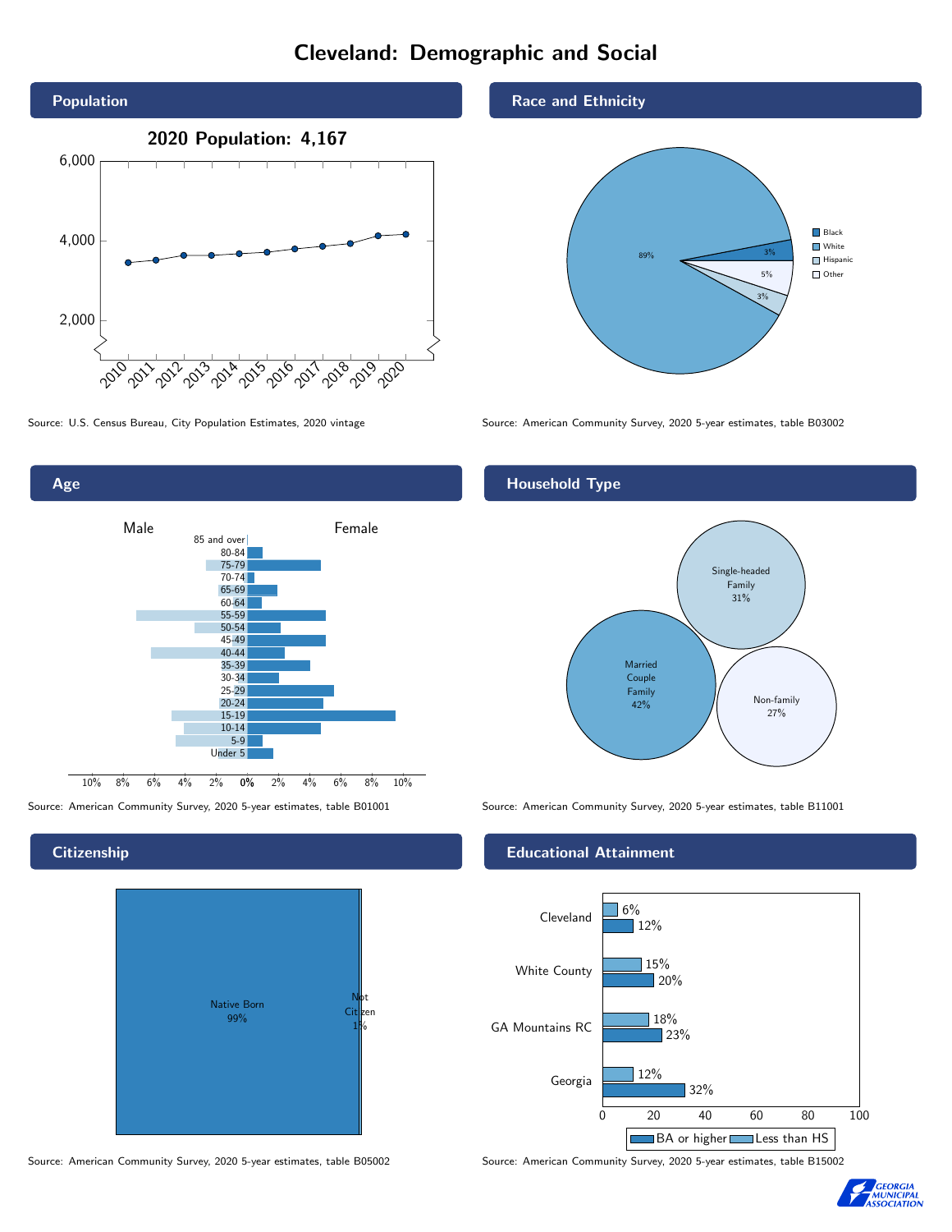# Cleveland: Demographic and Social

## Population

2020 Population: 4,167

Source: U.S. Census Bureau, City Population Estimates, 2020 vintage

## Race and Ethnicity

| Race/Ethnicity | Percent |
|---|---|
| Black | 3% |
| White | 89% |
| Hispanic | 5% |
| Other | 3% |

Source: American Community Survey, 2020 5-year estimates, table B03002

## Age

Male / Female

Source: American Community Survey, 2020 5-year estimates, table B01001

## Household Type

| Household Type | Percent |
|---|---|
| Married Couple Family | 42% |
| Single-headed Family | 31% |
| Non-family | 27% |

Source: American Community Survey, 2020 5-year estimates, table B11001

## Citizenship

| Citizenship | Percent |
|---|---|
| Native Born | 99% |
| Not Citizen | 1% |

Source: American Community Survey, 2020 5-year estimates, table B05002

## Educational Attainment

| Area | Less than HS | BA or higher |
|---|---|---|
| Cleveland | 6% | 12% |
| White County | 15% | 20% |
| GA Mountains RC | 18% | 23% |
| Georgia | 12% | 32% |

Source: American Community Survey, 2020 5-year estimates, table B15002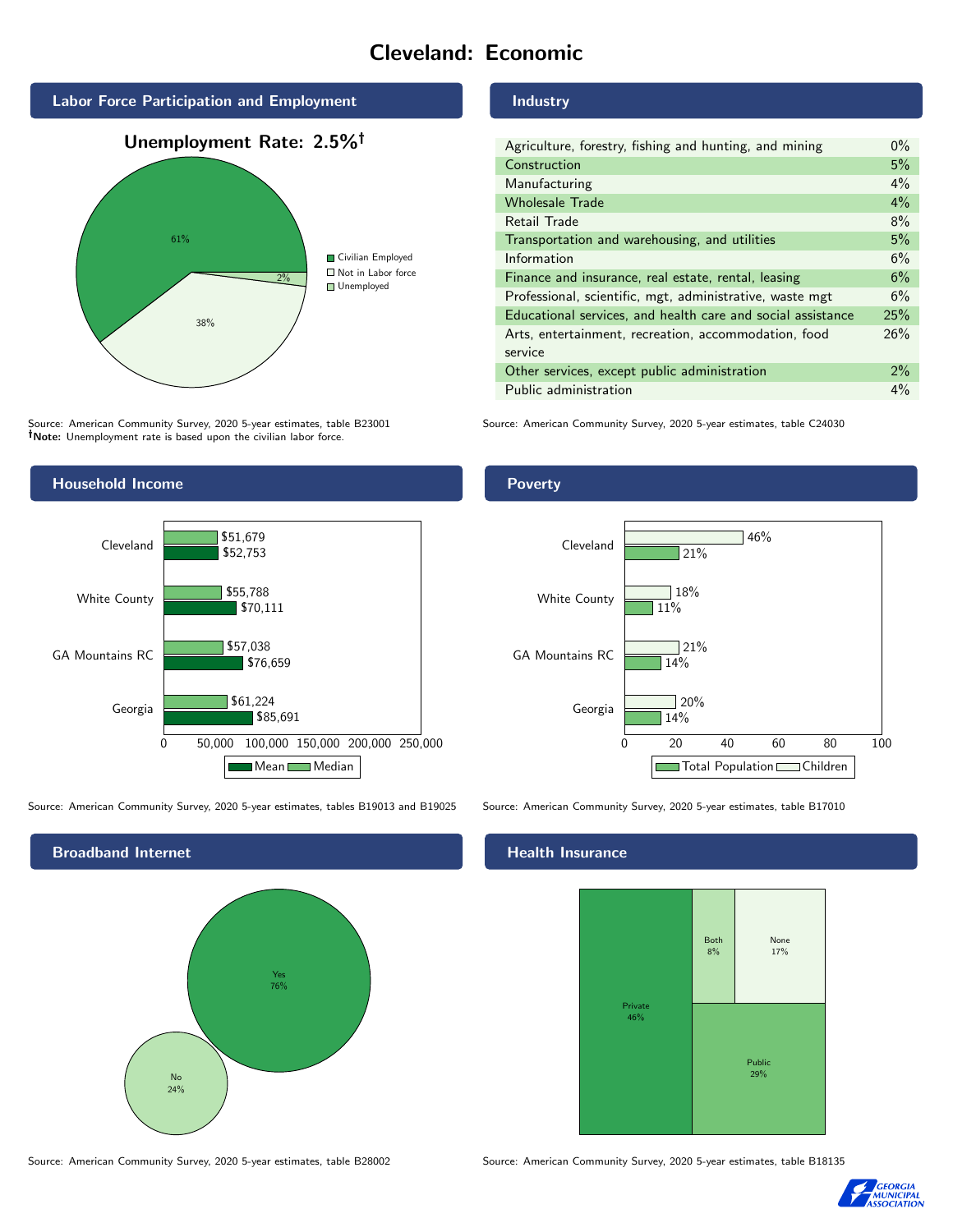# Cleveland: Economic

## Labor Force Participation and Employment

**Unemployment Rate: 2.5%†**

| Category | Percent |
|---|---|
| Civilian Employed | 61% |
| Not in Labor force | 38% |
| Unemployed | 2% |

Source: American Community Survey, 2020 5-year estimates, table B23001
**†Note:** Unemployment rate is based upon the civilian labor force.

## Industry

| Industry | Percent |
|---|---|
| Agriculture, forestry, fishing and hunting, and mining | 0% |
| Construction | 5% |
| Manufacturing | 4% |
| Wholesale Trade | 4% |
| Retail Trade | 8% |
| Transportation and warehousing, and utilities | 5% |
| Information | 6% |
| Finance and insurance, real estate, rental, leasing | 6% |
| Professional, scientific, mgt, administrative, waste mgt | 6% |
| Educational services, and health care and social assistance | 25% |
| Arts, entertainment, recreation, accommodation, food service | 26% |
| Other services, except public administration | 2% |
| Public administration | 4% |

Source: American Community Survey, 2020 5-year estimates, table C24030

## Household Income

| | Median | Mean |
|---|---|---|
| Cleveland | $51,679 | $52,753 |
| White County | $55,788 | $70,111 |
| GA Mountains RC | $57,038 | $76,659 |
| Georgia | $61,224 | $85,691 |

Source: American Community Survey, 2020 5-year estimates, tables B19013 and B19025

## Poverty

| | Children | Total Population |
|---|---|---|
| Cleveland | 46% | 21% |
| White County | 18% | 11% |
| GA Mountains RC | 21% | 14% |
| Georgia | 20% | 14% |

Source: American Community Survey, 2020 5-year estimates, table B17010

## Broadband Internet

| | Percent |
|---|---|
| Yes | 76% |
| No | 24% |

Source: American Community Survey, 2020 5-year estimates, table B28002

## Health Insurance

| | Percent |
|---|---|
| Private | 46% |
| Public | 29% |
| Both | 8% |
| None | 17% |

Source: American Community Survey, 2020 5-year estimates, table B18135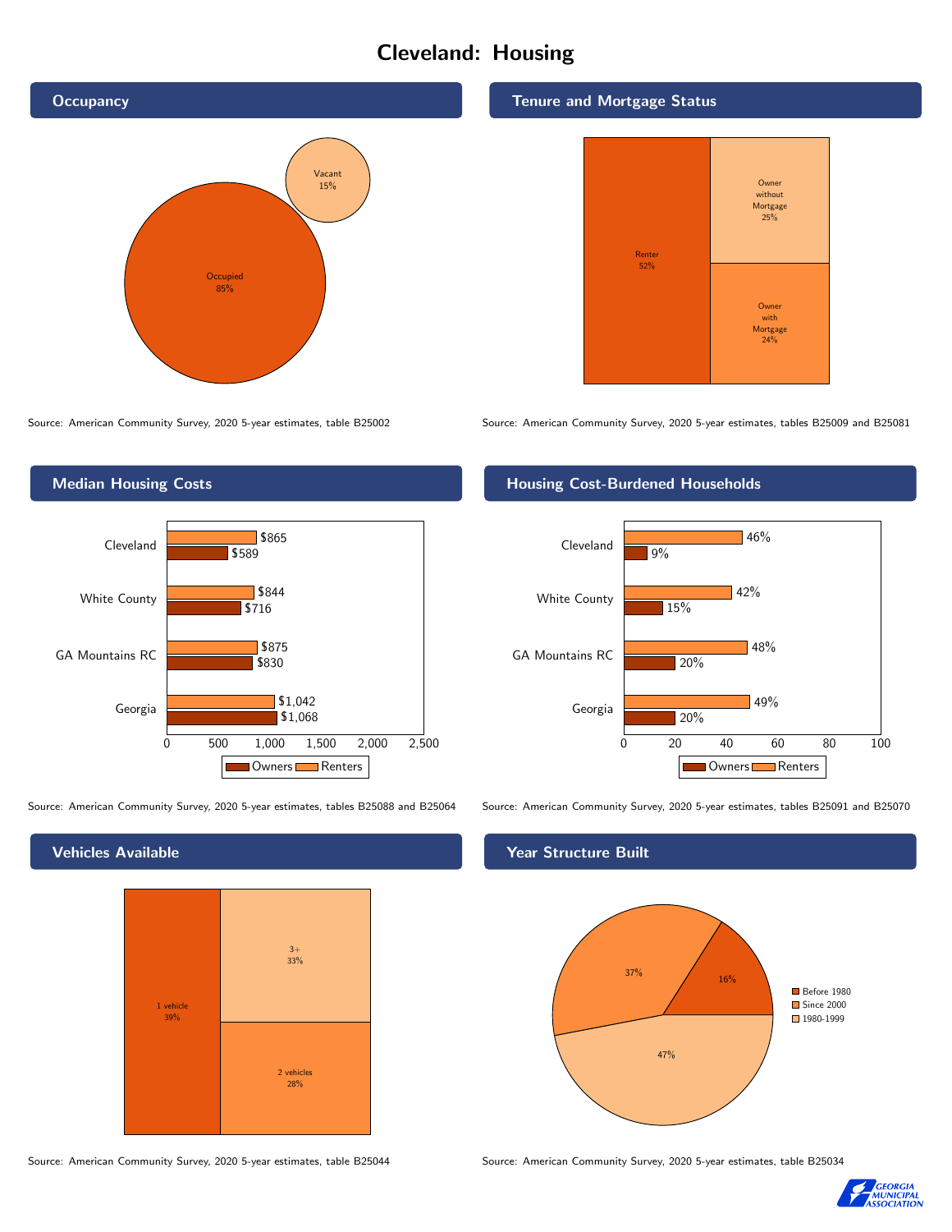# Cleveland: Housing

## Occupancy

Vacant
15%

Occupied
85%

Source: American Community Survey, 2020 5-year estimates, table B25002

## Tenure and Mortgage Status

Renter
52%

Owner
without
Mortgage
25%

Owner
with
Mortgage
24%

Source: American Community Survey, 2020 5-year estimates, tables B25009 and B25081

## Median Housing Costs

Cleveland
$865
$589

White County
$844
$716

GA Mountains RC
$875
$830

Georgia
$1,042
$1,068

0
500
1,000
1,500
2,000
2,500

Owners
Renters

Source: American Community Survey, 2020 5-year estimates, tables B25088 and B25064

## Housing Cost-Burdened Households

Cleveland
46%
9%

White County
42%
15%

GA Mountains RC
48%
20%

Georgia
49%
20%

0
20
40
60
80
100

Owners
Renters

Source: American Community Survey, 2020 5-year estimates, tables B25091 and B25070

## Vehicles Available

1 vehicle
39%

3+
33%

2 vehicles
28%

Source: American Community Survey, 2020 5-year estimates, table B25044

## Year Structure Built

37%
16%
47%

Before 1980
Since 2000
1980-1999

Source: American Community Survey, 2020 5-year estimates, table B25034